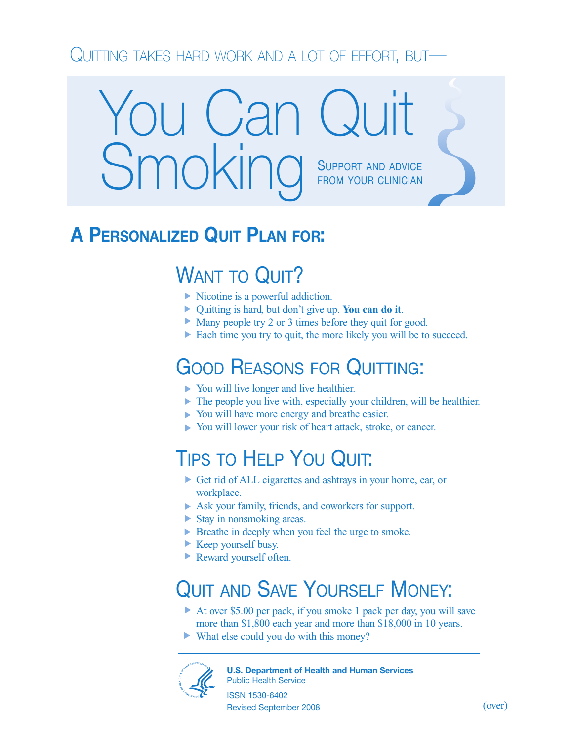Quitting takes hard work and a lot of effort, but—

# You Can Quit Smoking

Support and Advice from Your Clinician

## A Personalized Quit Plan for: ______________________

## Want to Quit?

- Nicotine is a powerful addiction.
- Quitting is hard, but don't give up. **You can do it**.
- Many people try 2 or 3 times before they quit for good.
- Each time you try to quit, the more likely you will be to succeed.

## Good Reasons for Quitting:

- You will live longer and live healthier.
- The people you live with, especially your children, will be healthier.
- You will have more energy and breathe easier.
- You will lower your risk of heart attack, stroke, or cancer.

## Tips to Help You Quit:

- Get rid of ALL cigarettes and ashtrays in your home, car, or workplace.
- Ask your family, friends, and coworkers for support.
- Stay in nonsmoking areas.
- Breathe in deeply when you feel the urge to smoke.
- Keep yourself busy.
- Reward yourself often.

## Quit and Save Yourself Money:

- At over $5.00 per pack, if you smoke 1 pack per day, you will save more than $1,800 each year and more than $18,000 in 10 years.
- What else could you do with this money?

**U.S. Department of Health and Human Services**
Public Health Service

ISSN 1530-6402

Revised September 2008

(over)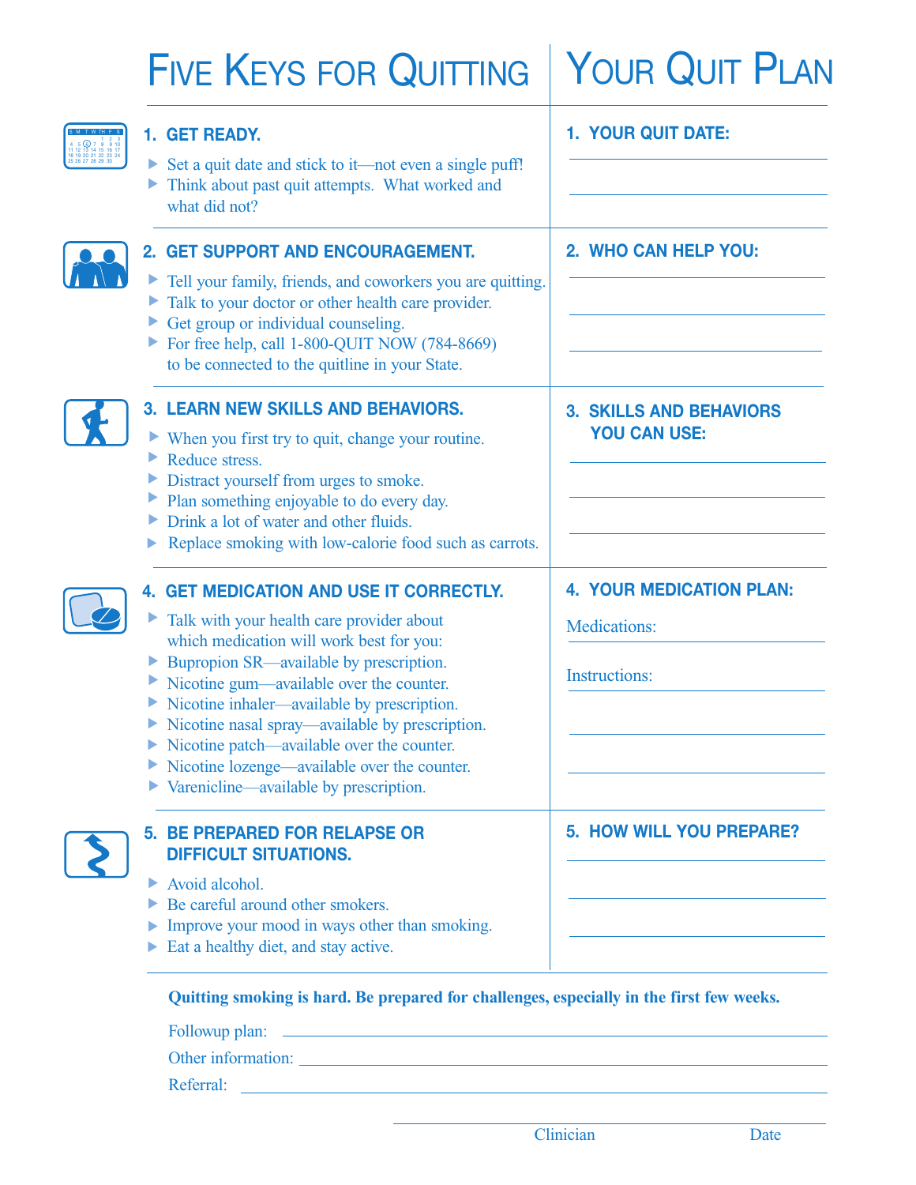# Five Keys for Quitting

## 1. GET READY.

- Set a quit date and stick to it—not even a single puff!
- Think about past quit attempts. What worked and what did not?

## 2. GET SUPPORT AND ENCOURAGEMENT.

- Tell your family, friends, and coworkers you are quitting.
- Talk to your doctor or other health care provider.
- Get group or individual counseling.
- For free help, call 1-800-QUIT NOW (784-8669) to be connected to the quitline in your State.

## 3. LEARN NEW SKILLS AND BEHAVIORS.

- When you first try to quit, change your routine.
- Reduce stress.
- Distract yourself from urges to smoke.
- Plan something enjoyable to do every day.
- Drink a lot of water and other fluids.
- Replace smoking with low-calorie food such as carrots.

## 4. GET MEDICATION AND USE IT CORRECTLY.

- Talk with your health care provider about which medication will work best for you:
- Bupropion SR—available by prescription.
- Nicotine gum—available over the counter.
- Nicotine inhaler—available by prescription.
- Nicotine nasal spray—available by prescription.
- Nicotine patch—available over the counter.
- Nicotine lozenge—available over the counter.
- Varenicline—available by prescription.

## 5. BE PREPARED FOR RELAPSE OR DIFFICULT SITUATIONS.

- Avoid alcohol.
- Be careful around other smokers.
- Improve your mood in ways other than smoking.
- Eat a healthy diet, and stay active.

# Your Quit Plan

## 1. YOUR QUIT DATE:

______________________

______________________

## 2. WHO CAN HELP YOU:

______________________

______________________

______________________

## 3. SKILLS AND BEHAVIORS YOU CAN USE:

______________________

______________________

______________________

## 4. YOUR MEDICATION PLAN:

Medications: ______________________

Instructions: ______________________

______________________

______________________

## 5. HOW WILL YOU PREPARE?

______________________

______________________

______________________

**Quitting smoking is hard. Be prepared for challenges, especially in the first few weeks.**

Followup plan: ______________________

Other information: ______________________

Referral: ______________________

______________________

Clinician Date